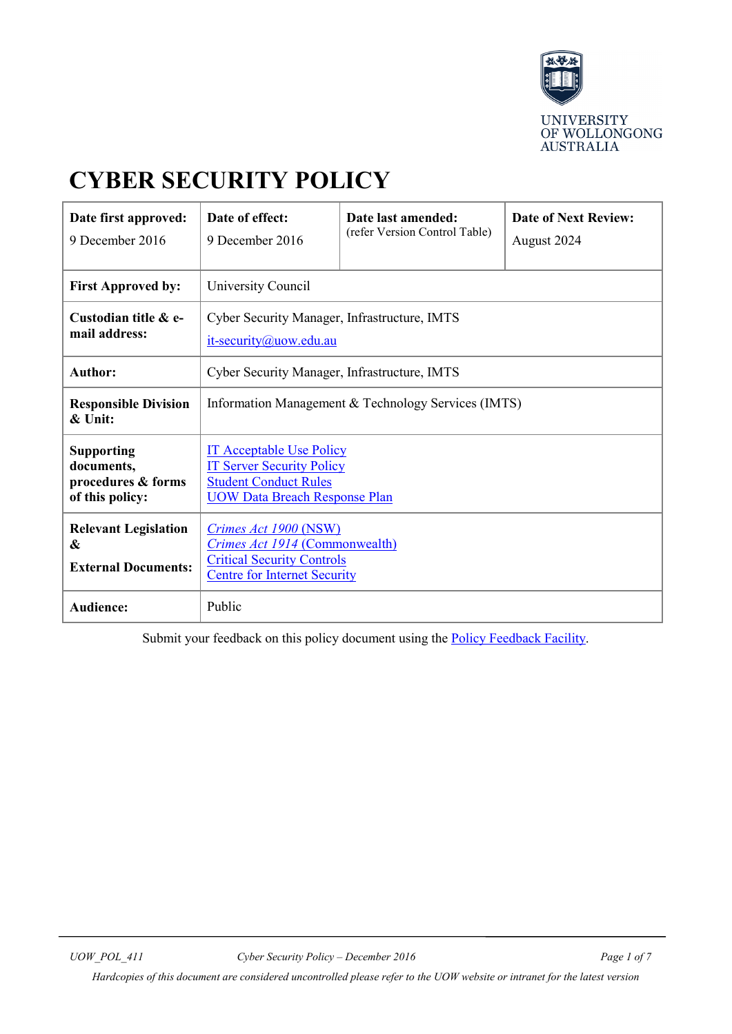UNIVERSITY OF WOLLONGONG AUSTRALIA

# CYBER SECURITY POLICY

| **Date first approved:** 9 December 2016 | **Date of effect:** 9 December 2016 | **Date last amended:** (refer Version Control Table) | **Date of Next Review:** August 2024 |
|---|---|---|---|
| **First Approved by:** | University Council | | |
| **Custodian title & e-mail address:** | Cyber Security Manager, Infrastructure, IMTS<br>it-security@uow.edu.au | | |
| **Author:** | Cyber Security Manager, Infrastructure, IMTS | | |
| **Responsible Division & Unit:** | Information Management & Technology Services (IMTS) | | |
| **Supporting documents, procedures & forms of this policy:** | IT Acceptable Use Policy<br>IT Server Security Policy<br>Student Conduct Rules<br>UOW Data Breach Response Plan | | |
| **Relevant Legislation & External Documents:** | *Crimes Act 1900* (NSW)<br>*Crimes Act 1914* (Commonwealth)<br>Critical Security Controls<br>Centre for Internet Security | | |
| **Audience:** | Public | | |

Submit your feedback on this policy document using the Policy Feedback Facility.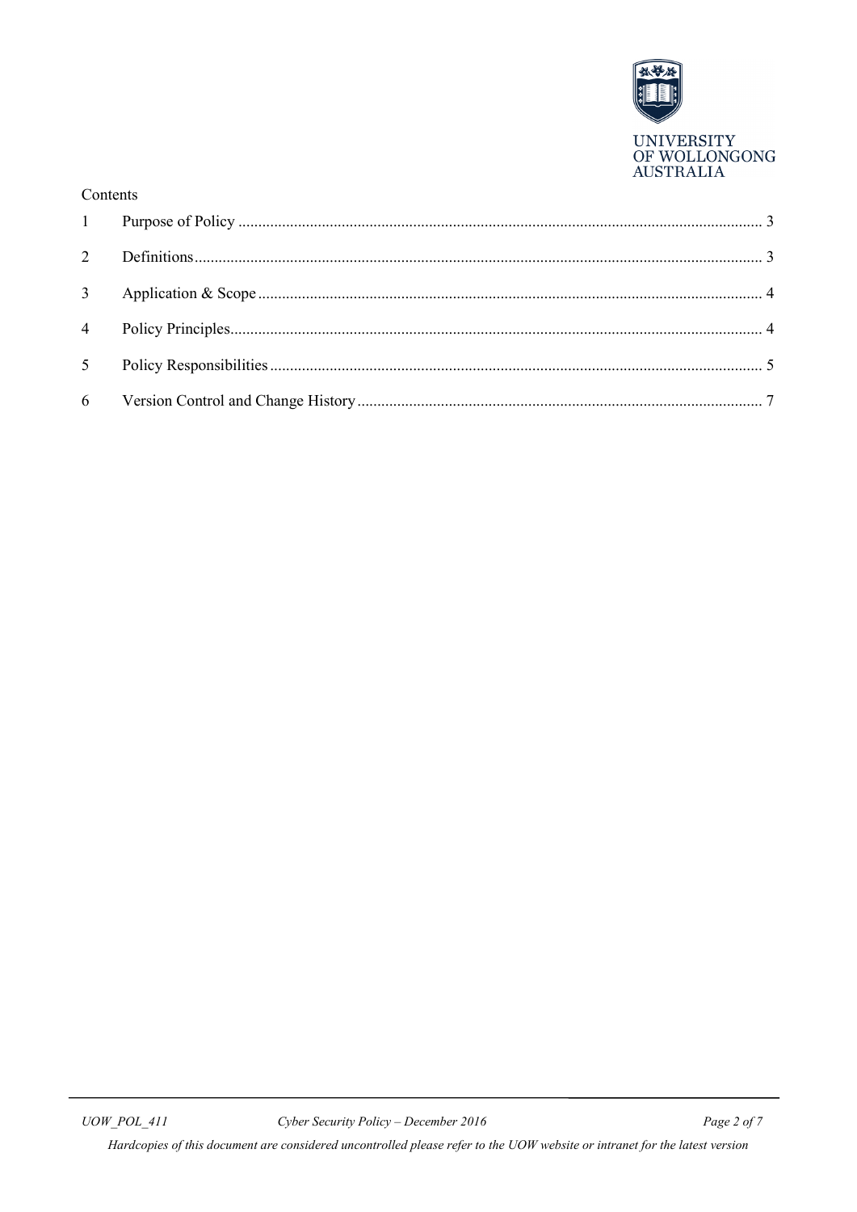Contents

| | | |
|---|---|---|
| 1 | Purpose of Policy | 3 |
| 2 | Definitions | 3 |
| 3 | Application & Scope | 4 |
| 4 | Policy Principles | 4 |
| 5 | Policy Responsibilities | 5 |
| 6 | Version Control and Change History | 7 |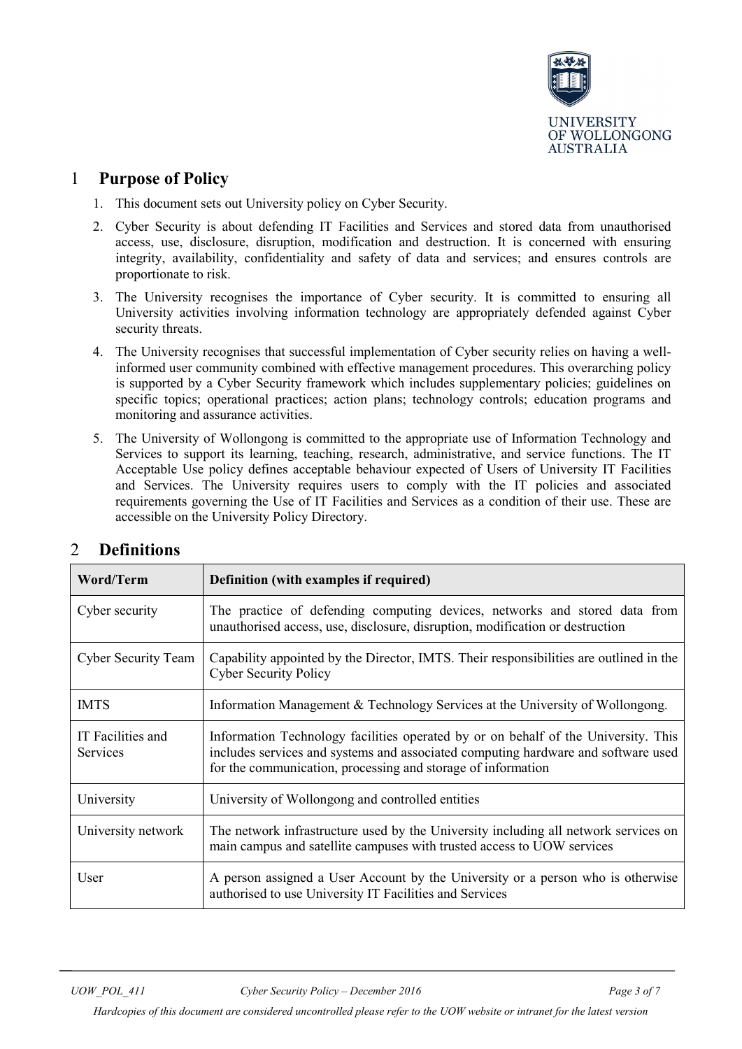# 1 Purpose of Policy

1. This document sets out University policy on Cyber Security.
2. Cyber Security is about defending IT Facilities and Services and stored data from unauthorised access, use, disclosure, disruption, modification and destruction. It is concerned with ensuring integrity, availability, confidentiality and safety of data and services; and ensures controls are proportionate to risk.
3. The University recognises the importance of Cyber security. It is committed to ensuring all University activities involving information technology are appropriately defended against Cyber security threats.
4. The University recognises that successful implementation of Cyber security relies on having a well-informed user community combined with effective management procedures. This overarching policy is supported by a Cyber Security framework which includes supplementary policies; guidelines on specific topics; operational practices; action plans; technology controls; education programs and monitoring and assurance activities.
5. The University of Wollongong is committed to the appropriate use of Information Technology and Services to support its learning, teaching, research, administrative, and service functions. The IT Acceptable Use policy defines acceptable behaviour expected of Users of University IT Facilities and Services. The University requires users to comply with the IT policies and associated requirements governing the Use of IT Facilities and Services as a condition of their use. These are accessible on the University Policy Directory.

# 2 Definitions

| Word/Term | Definition (with examples if required) |
|---|---|
| Cyber security | The practice of defending computing devices, networks and stored data from unauthorised access, use, disclosure, disruption, modification or destruction |
| Cyber Security Team | Capability appointed by the Director, IMTS. Their responsibilities are outlined in the Cyber Security Policy |
| IMTS | Information Management & Technology Services at the University of Wollongong. |
| IT Facilities and Services | Information Technology facilities operated by or on behalf of the University. This includes services and systems and associated computing hardware and software used for the communication, processing and storage of information |
| University | University of Wollongong and controlled entities |
| University network | The network infrastructure used by the University including all network services on main campus and satellite campuses with trusted access to UOW services |
| User | A person assigned a User Account by the University or a person who is otherwise authorised to use University IT Facilities and Services |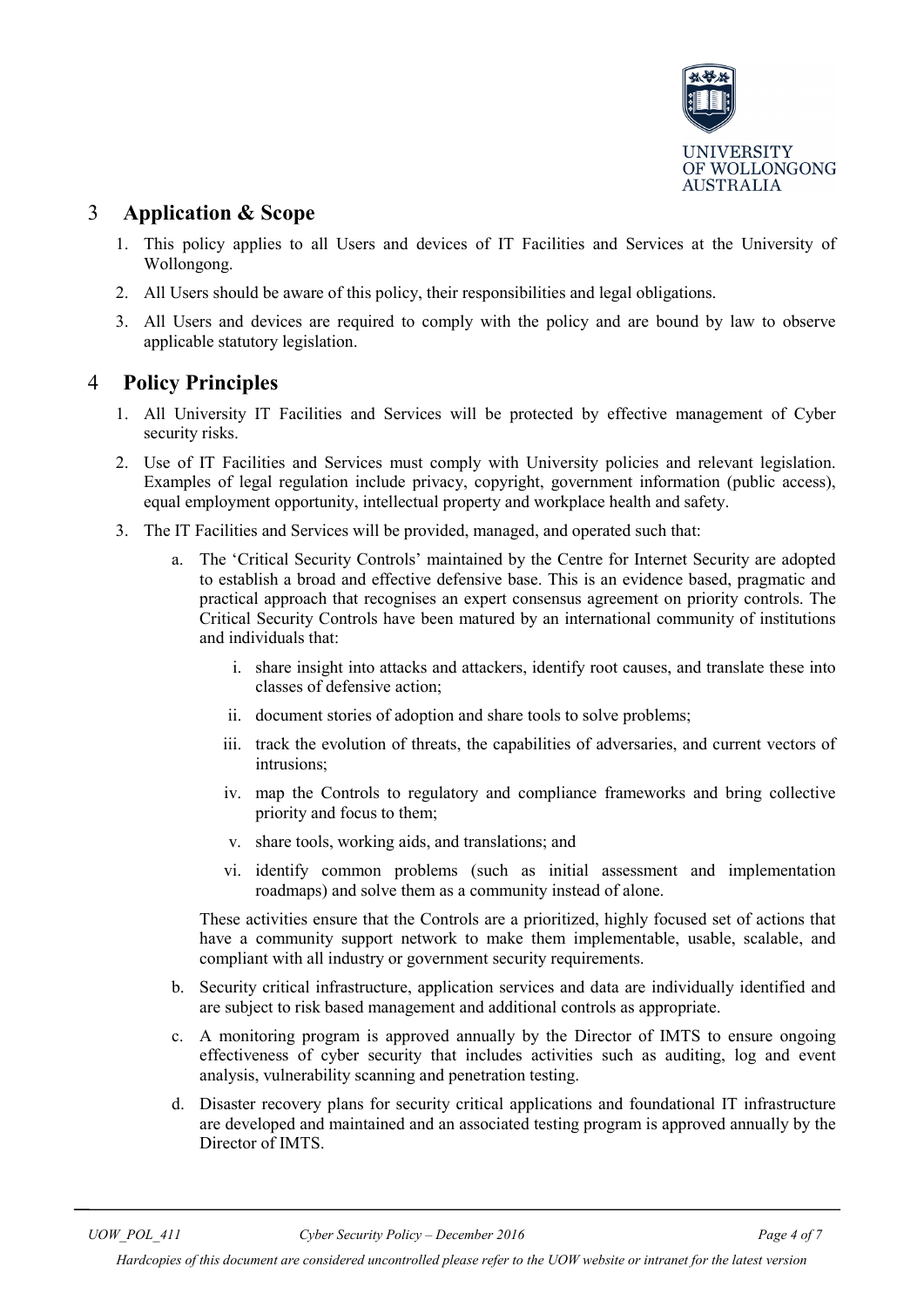## 3 Application & Scope

1. This policy applies to all Users and devices of IT Facilities and Services at the University of Wollongong.
2. All Users should be aware of this policy, their responsibilities and legal obligations.
3. All Users and devices are required to comply with the policy and are bound by law to observe applicable statutory legislation.

## 4 Policy Principles

1. All University IT Facilities and Services will be protected by effective management of Cyber security risks.
2. Use of IT Facilities and Services must comply with University policies and relevant legislation. Examples of legal regulation include privacy, copyright, government information (public access), equal employment opportunity, intellectual property and workplace health and safety.
3. The IT Facilities and Services will be provided, managed, and operated such that:
   a. The 'Critical Security Controls' maintained by the Centre for Internet Security are adopted to establish a broad and effective defensive base. This is an evidence based, pragmatic and practical approach that recognises an expert consensus agreement on priority controls. The Critical Security Controls have been matured by an international community of institutions and individuals that:
      i. share insight into attacks and attackers, identify root causes, and translate these into classes of defensive action;
      ii. document stories of adoption and share tools to solve problems;
      iii. track the evolution of threats, the capabilities of adversaries, and current vectors of intrusions;
      iv. map the Controls to regulatory and compliance frameworks and bring collective priority and focus to them;
      v. share tools, working aids, and translations; and
      vi. identify common problems (such as initial assessment and implementation roadmaps) and solve them as a community instead of alone.

      These activities ensure that the Controls are a prioritized, highly focused set of actions that have a community support network to make them implementable, usable, scalable, and compliant with all industry or government security requirements.
   b. Security critical infrastructure, application services and data are individually identified and are subject to risk based management and additional controls as appropriate.
   c. A monitoring program is approved annually by the Director of IMTS to ensure ongoing effectiveness of cyber security that includes activities such as auditing, log and event analysis, vulnerability scanning and penetration testing.
   d. Disaster recovery plans for security critical applications and foundational IT infrastructure are developed and maintained and an associated testing program is approved annually by the Director of IMTS.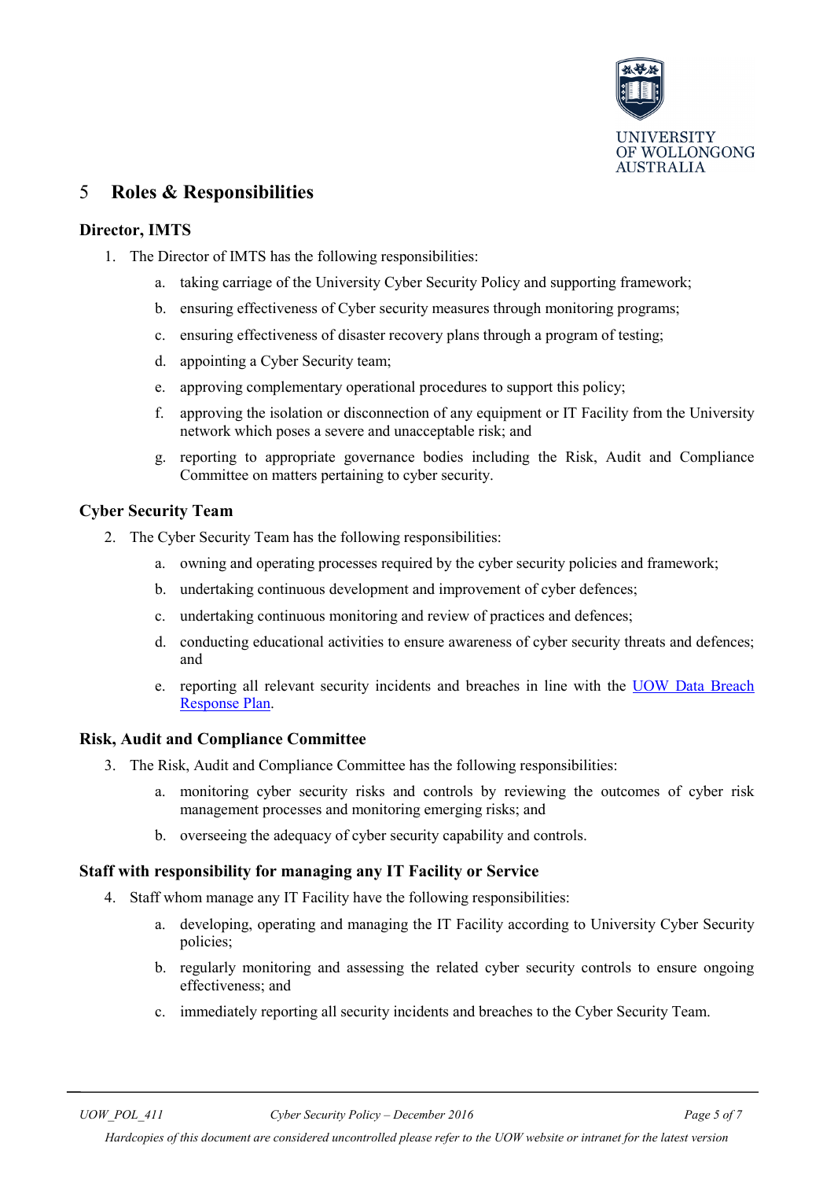## 5 Roles & Responsibilities

### Director, IMTS

1. The Director of IMTS has the following responsibilities:
   a. taking carriage of the University Cyber Security Policy and supporting framework;
   b. ensuring effectiveness of Cyber security measures through monitoring programs;
   c. ensuring effectiveness of disaster recovery plans through a program of testing;
   d. appointing a Cyber Security team;
   e. approving complementary operational procedures to support this policy;
   f. approving the isolation or disconnection of any equipment or IT Facility from the University network which poses a severe and unacceptable risk; and
   g. reporting to appropriate governance bodies including the Risk, Audit and Compliance Committee on matters pertaining to cyber security.

### Cyber Security Team

2. The Cyber Security Team has the following responsibilities:
   a. owning and operating processes required by the cyber security policies and framework;
   b. undertaking continuous development and improvement of cyber defences;
   c. undertaking continuous monitoring and review of practices and defences;
   d. conducting educational activities to ensure awareness of cyber security threats and defences; and
   e. reporting all relevant security incidents and breaches in line with the UOW Data Breach Response Plan.

### Risk, Audit and Compliance Committee

3. The Risk, Audit and Compliance Committee has the following responsibilities:
   a. monitoring cyber security risks and controls by reviewing the outcomes of cyber risk management processes and monitoring emerging risks; and
   b. overseeing the adequacy of cyber security capability and controls.

### Staff with responsibility for managing any IT Facility or Service

4. Staff whom manage any IT Facility have the following responsibilities:
   a. developing, operating and managing the IT Facility according to University Cyber Security policies;
   b. regularly monitoring and assessing the related cyber security controls to ensure ongoing effectiveness; and
   c. immediately reporting all security incidents and breaches to the Cyber Security Team.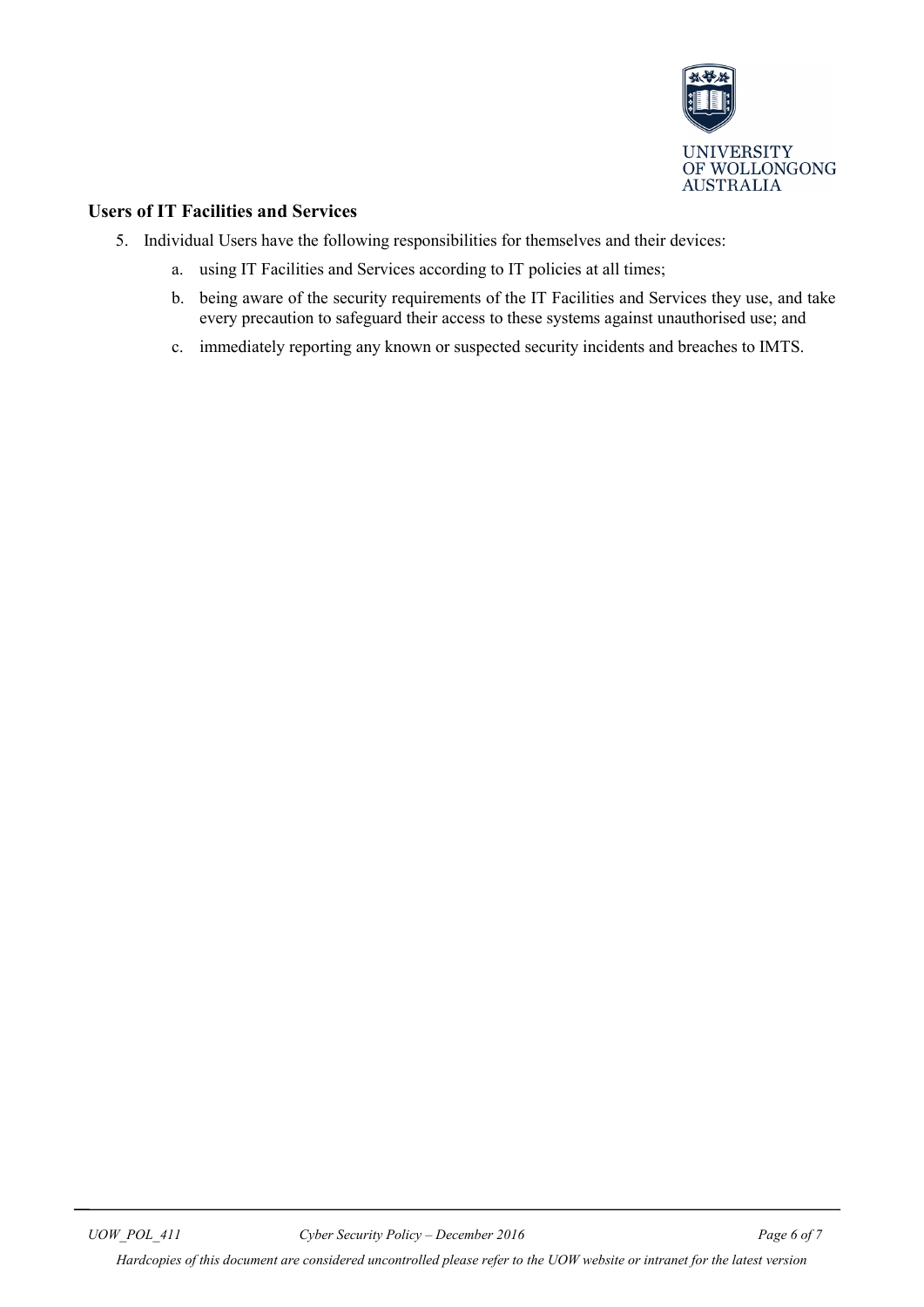### Users of IT Facilities and Services

5. Individual Users have the following responsibilities for themselves and their devices:

    a. using IT Facilities and Services according to IT policies at all times;

    b. being aware of the security requirements of the IT Facilities and Services they use, and take every precaution to safeguard their access to these systems against unauthorised use; and

    c. immediately reporting any known or suspected security incidents and breaches to IMTS.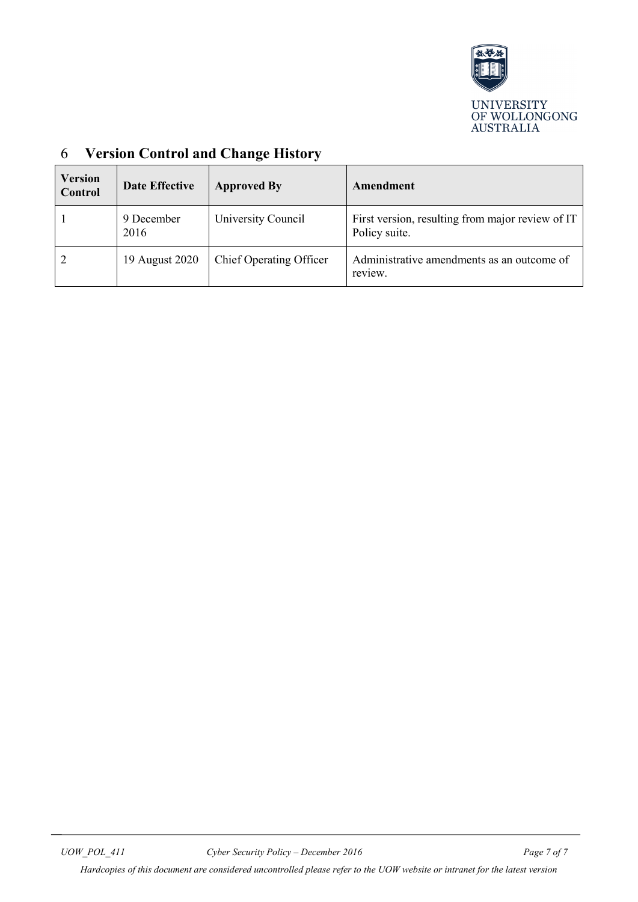# 6 Version Control and Change History

| Version Control | Date Effective | Approved By | Amendment |
| --- | --- | --- | --- |
| 1 | 9 December 2016 | University Council | First version, resulting from major review of IT Policy suite. |
| 2 | 19 August 2020 | Chief Operating Officer | Administrative amendments as an outcome of review. |